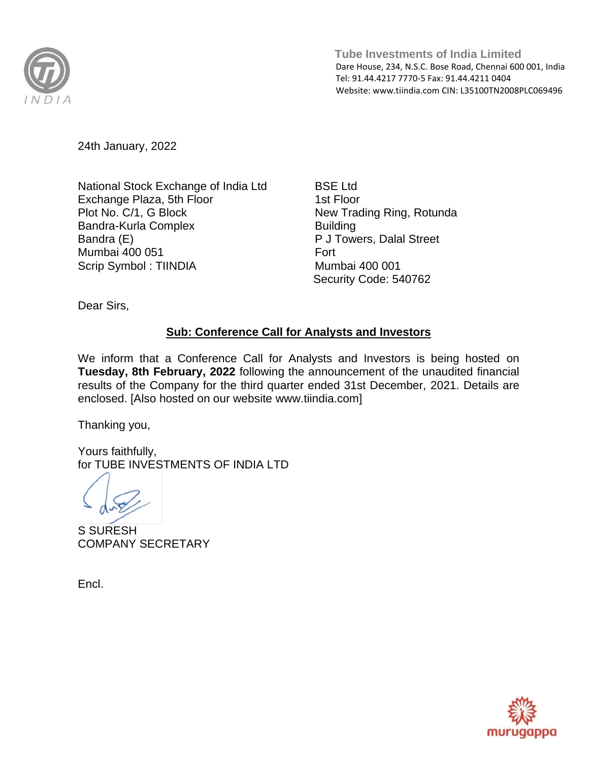**Tube Investments of India Limited**
Dare House, 234, N.S.C. Bose Road, Chennai 600 001, India
Tel: 91.44.4217 7770-5 Fax: 91.44.4211 0404
Website: www.tiindia.com CIN: L35100TN2008PLC069496

24th January, 2022

National Stock Exchange of India Ltd
Exchange Plaza, 5th Floor
Plot No. C/1, G Block
Bandra-Kurla Complex
Bandra (E)
Mumbai 400 051
Scrip Symbol : TIINDIA

BSE Ltd
1st Floor
New Trading Ring, Rotunda Building
P J Towers, Dalal Street
Fort
Mumbai 400 001
Security Code: 540762

Dear Sirs,

**Sub: Conference Call for Analysts and Investors**

We inform that a Conference Call for Analysts and Investors is being hosted on **Tuesday, 8th February, 2022** following the announcement of the unaudited financial results of the Company for the third quarter ended 31st December, 2021. Details are enclosed. [Also hosted on our website www.tiindia.com]

Thanking you,

Yours faithfully,
for TUBE INVESTMENTS OF INDIA LTD

S SURESH
COMPANY SECRETARY

Encl.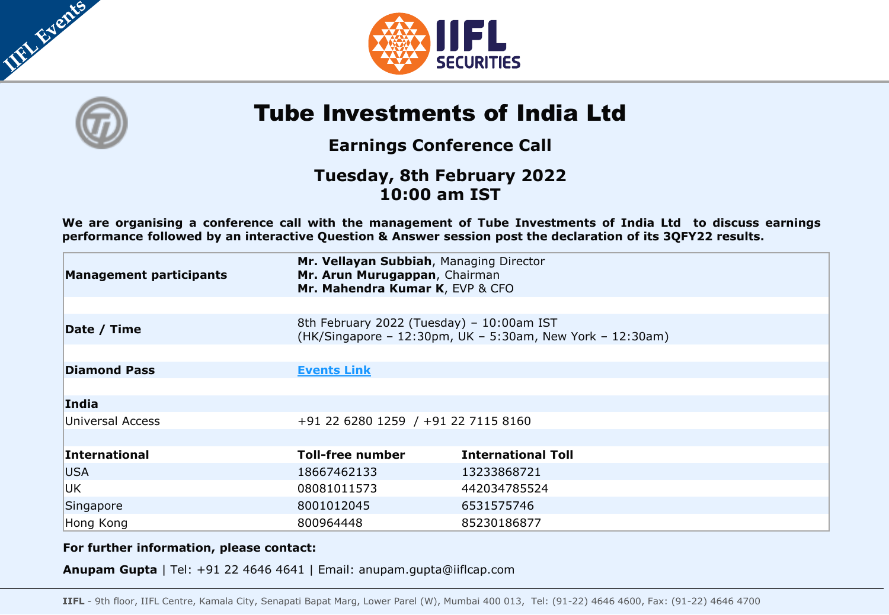IIFL Events

IIFL SECURITIES

# Tube Investments of India Ltd

## Earnings Conference Call

## Tuesday, 8th February 2022
## 10:00 am IST

**We are organising a conference call with the management of Tube Investments of India Ltd to discuss earnings performance followed by an interactive Question & Answer session post the declaration of its 3QFY22 results.**

| | | |
|---|---|---|
| **Management participants** | **Mr. Vellayan Subbiah**, Managing Director<br>**Mr. Arun Murugappan**, Chairman<br>**Mr. Mahendra Kumar K**, EVP & CFO | |
| **Date / Time** | 8th February 2022 (Tuesday) – 10:00am IST<br>(HK/Singapore – 12:30pm, UK – 5:30am, New York – 12:30am) | |
| **Diamond Pass** | **Events Link** | |
| **India** | | |
| Universal Access | +91 22 6280 1259 / +91 22 7115 8160 | |
| **International** | **Toll-free number** | **International Toll** |
| USA | 18667462133 | 13233868721 |
| UK | 08081011573 | 442034785524 |
| Singapore | 8001012045 | 6531575746 |
| Hong Kong | 800964448 | 85230186877 |

**For further information, please contact:**

**Anupam Gupta** | Tel: +91 22 4646 4641 | Email: anupam.gupta@iiflcap.com

**IIFL** - 9th floor, IIFL Centre, Kamala City, Senapati Bapat Marg, Lower Parel (W), Mumbai 400 013, Tel: (91-22) 4646 4600, Fax: (91-22) 4646 4700